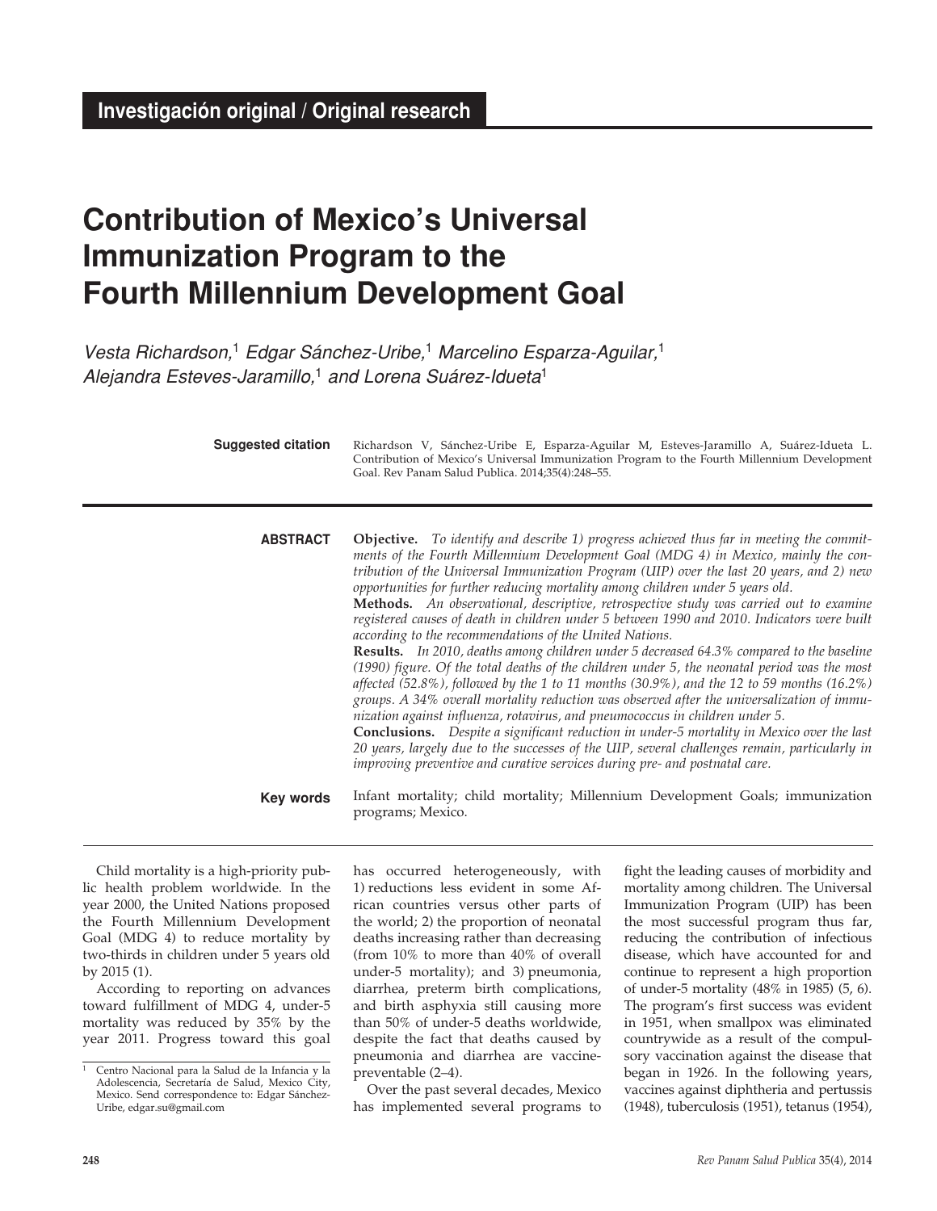**Investigación original / Original research**

# Contribution of Mexico's Universal Immunization Program to the Fourth Millennium Development Goal

*Vesta Richardson,[1] Edgar Sánchez-Uribe,[1] Marcelino Esparza-Aguilar,[1] Alejandra Esteves-Jaramillo,[1] and Lorena Suárez-Idueta[1]*

**Suggested citation** Richardson V, Sánchez-Uribe E, Esparza-Aguilar M, Esteves-Jaramillo A, Suárez-Idueta L. Contribution of Mexico's Universal Immunization Program to the Fourth Millennium Development Goal. Rev Panam Salud Publica. 2014;35(4):248–55.

## ABSTRACT

**Objective.** *To identify and describe 1) progress achieved thus far in meeting the commitments of the Fourth Millennium Development Goal (MDG 4) in Mexico, mainly the contribution of the Universal Immunization Program (UIP) over the last 20 years, and 2) new opportunities for further reducing mortality among children under 5 years old.*

**Methods.** *An observational, descriptive, retrospective study was carried out to examine registered causes of death in children under 5 between 1990 and 2010. Indicators were built according to the recommendations of the United Nations.*

**Results.** *In 2010, deaths among children under 5 decreased 64.3% compared to the baseline (1990) figure. Of the total deaths of the children under 5, the neonatal period was the most affected (52.8%), followed by the 1 to 11 months (30.9%), and the 12 to 59 months (16.2%) groups. A 34% overall mortality reduction was observed after the universalization of immunization against influenza, rotavirus, and pneumococcus in children under 5.*

**Conclusions.** *Despite a significant reduction in under-5 mortality in Mexico over the last 20 years, largely due to the successes of the UIP, several challenges remain, particularly in improving preventive and curative services during pre- and postnatal care.*

**Key words** Infant mortality; child mortality; Millennium Development Goals; immunization programs; Mexico.

---

Child mortality is a high-priority public health problem worldwide. In the year 2000, the United Nations proposed the Fourth Millennium Development Goal (MDG 4) to reduce mortality by two-thirds in children under 5 years old by 2015 (1).

According to reporting on advances toward fulfillment of MDG 4, under-5 mortality was reduced by 35% by the year 2011. Progress toward this goal has occurred heterogeneously, with 1) reductions less evident in some African countries versus other parts of the world; 2) the proportion of neonatal deaths increasing rather than decreasing (from 10% to more than 40% of overall under-5 mortality); and 3) pneumonia, diarrhea, preterm birth complications, and birth asphyxia still causing more than 50% of under-5 deaths worldwide, despite the fact that deaths caused by pneumonia and diarrhea are vaccine-preventable (2–4).

Over the past several decades, Mexico has implemented several programs to fight the leading causes of morbidity and mortality among children. The Universal Immunization Program (UIP) has been the most successful program thus far, reducing the contribution of infectious disease, which have accounted for and continue to represent a high proportion of under-5 mortality (48% in 1985) (5, 6). The program's first success was evident in 1951, when smallpox was eliminated countrywide as a result of the compulsory vaccination against the disease that began in 1926. In the following years, vaccines against diphtheria and pertussis (1948), tuberculosis (1951), tetanus (1954),

---

[1] Centro Nacional para la Salud de la Infancia y la Adolescencia, Secretaría de Salud, Mexico City, Mexico. Send correspondence to: Edgar Sánchez-Uribe, edgar.su@gmail.com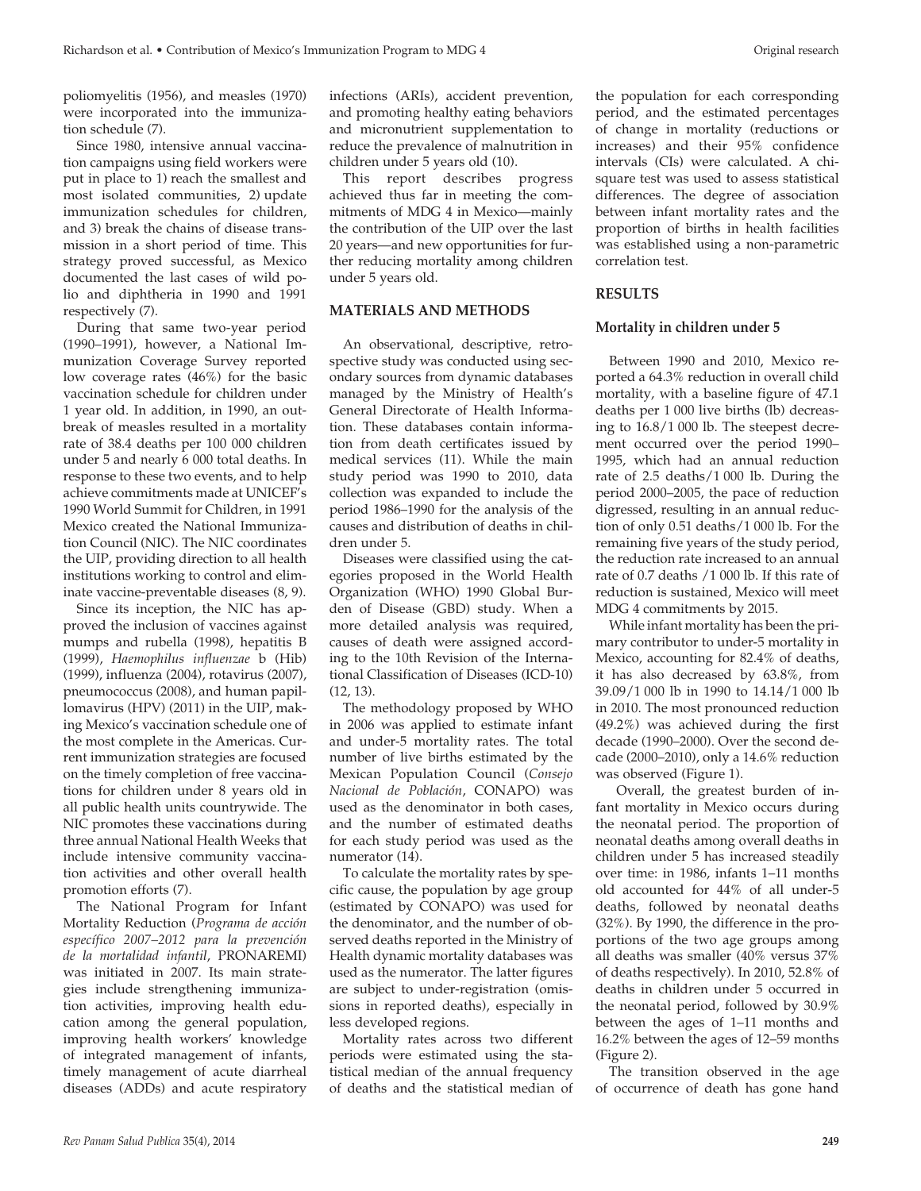poliomyelitis (1956), and measles (1970) were incorporated into the immunization schedule (7).

Since 1980, intensive annual vaccination campaigns using field workers were put in place to 1) reach the smallest and most isolated communities, 2) update immunization schedules for children, and 3) break the chains of disease transmission in a short period of time. This strategy proved successful, as Mexico documented the last cases of wild polio and diphtheria in 1990 and 1991 respectively (7).

During that same two-year period (1990–1991), however, a National Immunization Coverage Survey reported low coverage rates (46%) for the basic vaccination schedule for children under 1 year old. In addition, in 1990, an outbreak of measles resulted in a mortality rate of 38.4 deaths per 100 000 children under 5 and nearly 6 000 total deaths. In response to these two events, and to help achieve commitments made at UNICEF's 1990 World Summit for Children, in 1991 Mexico created the National Immunization Council (NIC). The NIC coordinates the UIP, providing direction to all health institutions working to control and eliminate vaccine-preventable diseases (8, 9).

Since its inception, the NIC has approved the inclusion of vaccines against mumps and rubella (1998), hepatitis B (1999), *Haemophilus influenzae* b (Hib) (1999), influenza (2004), rotavirus (2007), pneumococcus (2008), and human papillomavirus (HPV) (2011) in the UIP, making Mexico's vaccination schedule one of the most complete in the Americas. Current immunization strategies are focused on the timely completion of free vaccinations for children under 8 years old in all public health units countrywide. The NIC promotes these vaccinations during three annual National Health Weeks that include intensive community vaccination activities and other overall health promotion efforts (7).

The National Program for Infant Mortality Reduction (*Programa de acción específico 2007–2012 para la prevención de la mortalidad infantil*, PRONAREMI) was initiated in 2007. Its main strategies include strengthening immunization activities, improving health education among the general population, improving health workers' knowledge of integrated management of infants, timely management of acute diarrheal diseases (ADDs) and acute respiratory infections (ARIs), accident prevention, and promoting healthy eating behaviors and micronutrient supplementation to reduce the prevalence of malnutrition in children under 5 years old (10).

This report describes progress achieved thus far in meeting the commitments of MDG 4 in Mexico—mainly the contribution of the UIP over the last 20 years—and new opportunities for further reducing mortality among children under 5 years old.

## MATERIALS AND METHODS

An observational, descriptive, retrospective study was conducted using secondary sources from dynamic databases managed by the Ministry of Health's General Directorate of Health Information. These databases contain information from death certificates issued by medical services (11). While the main study period was 1990 to 2010, data collection was expanded to include the period 1986–1990 for the analysis of the causes and distribution of deaths in children under 5.

Diseases were classified using the categories proposed in the World Health Organization (WHO) 1990 Global Burden of Disease (GBD) study. When a more detailed analysis was required, causes of death were assigned according to the 10th Revision of the International Classification of Diseases (ICD-10) (12, 13).

The methodology proposed by WHO in 2006 was applied to estimate infant and under-5 mortality rates. The total number of live births estimated by the Mexican Population Council (*Consejo Nacional de Población*, CONAPO) was used as the denominator in both cases, and the number of estimated deaths for each study period was used as the numerator (14).

To calculate the mortality rates by specific cause, the population by age group (estimated by CONAPO) was used for the denominator, and the number of observed deaths reported in the Ministry of Health dynamic mortality databases was used as the numerator. The latter figures are subject to under-registration (omissions in reported deaths), especially in less developed regions.

Mortality rates across two different periods were estimated using the statistical median of the annual frequency of deaths and the statistical median of the population for each corresponding period, and the estimated percentages of change in mortality (reductions or increases) and their 95% confidence intervals (CIs) were calculated. A chi-square test was used to assess statistical differences. The degree of association between infant mortality rates and the proportion of births in health facilities was established using a non-parametric correlation test.

## RESULTS

### Mortality in children under 5

Between 1990 and 2010, Mexico reported a 64.3% reduction in overall child mortality, with a baseline figure of 47.1 deaths per 1 000 live births (lb) decreasing to 16.8/1 000 lb. The steepest decrement occurred over the period 1990–1995, which had an annual reduction rate of 2.5 deaths/1 000 lb. During the period 2000–2005, the pace of reduction digressed, resulting in an annual reduction of only 0.51 deaths/1 000 lb. For the remaining five years of the study period, the reduction rate increased to an annual rate of 0.7 deaths /1 000 lb. If this rate of reduction is sustained, Mexico will meet MDG 4 commitments by 2015.

While infant mortality has been the primary contributor to under-5 mortality in Mexico, accounting for 82.4% of deaths, it has also decreased by 63.8%, from 39.09/1 000 lb in 1990 to 14.14/1 000 lb in 2010. The most pronounced reduction (49.2%) was achieved during the first decade (1990–2000). Over the second decade (2000–2010), only a 14.6% reduction was observed (Figure 1).

Overall, the greatest burden of infant mortality in Mexico occurs during the neonatal period. The proportion of neonatal deaths among overall deaths in children under 5 has increased steadily over time: in 1986, infants 1–11 months old accounted for 44% of all under-5 deaths, followed by neonatal deaths (32%). By 1990, the difference in the proportions of the two age groups among all deaths was smaller (40% versus 37% of deaths respectively). In 2010, 52.8% of deaths in children under 5 occurred in the neonatal period, followed by 30.9% between the ages of 1–11 months and 16.2% between the ages of 12–59 months (Figure 2).

The transition observed in the age of occurrence of death has gone hand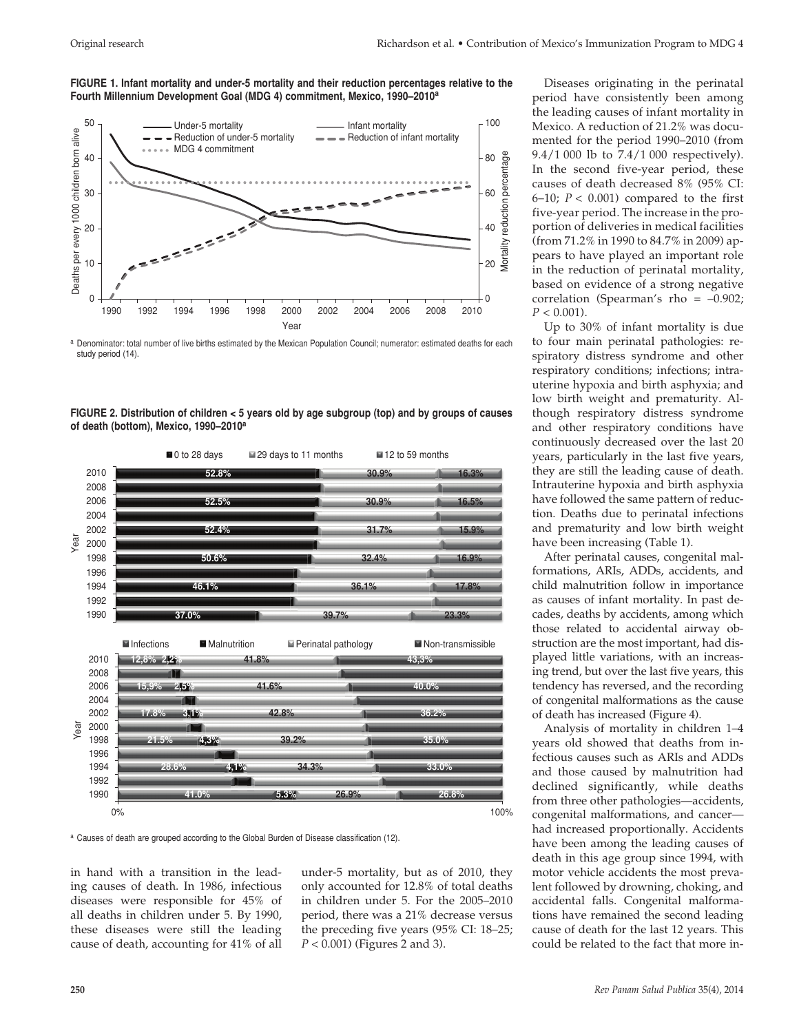**FIGURE 1. Infant mortality and under-5 mortality and their reduction percentages relative to the Fourth Millennium Development Goal (MDG 4) commitment, Mexico, 1990–2010[a]**

[a] Denominator: total number of live births estimated by the Mexican Population Council; numerator: estimated deaths for each study period (14).

**FIGURE 2. Distribution of children < 5 years old by age subgroup (top) and by groups of causes of death (bottom), Mexico, 1990–2010[a]**

[a] Causes of death are grouped according to the Global Burden of Disease classification (12).

in hand with a transition in the leading causes of death. In 1986, infectious diseases were responsible for 45% of all deaths in children under 5. By 1990, these diseases were still the leading cause of death, accounting for 41% of all under-5 mortality, but as of 2010, they only accounted for 12.8% of total deaths in children under 5. For the 2005–2010 period, there was a 21% decrease versus the preceding five years (95% CI: 18–25; $P < 0.001$) (Figures 2 and 3).

Diseases originating in the perinatal period have consistently been among the leading causes of infant mortality in Mexico. A reduction of 21.2% was documented for the period 1990–2010 (from 9.4/1 000 lb to 7.4/1 000 respectively). In the second five-year period, these causes of death decreased 8% (95% CI: 6–10; $P < 0.001$) compared to the first five-year period. The increase in the proportion of deliveries in medical facilities (from 71.2% in 1990 to 84.7% in 2009) appears to have played an important role in the reduction of perinatal mortality, based on evidence of a strong negative correlation (Spearman's rho = –0.902; $P < 0.001$).

Up to 30% of infant mortality is due to four main perinatal pathologies: respiratory distress syndrome and other respiratory conditions; infections; intrauterine hypoxia and birth asphyxia; and low birth weight and prematurity. Although respiratory distress syndrome and other respiratory conditions have continuously decreased over the last 20 years, particularly in the last five years, they are still the leading cause of death. Intrauterine hypoxia and birth asphyxia have followed the same pattern of reduction. Deaths due to perinatal infections and prematurity and low birth weight have been increasing (Table 1).

After perinatal causes, congenital malformations, ARIs, ADDs, accidents, and child malnutrition follow in importance as causes of infant mortality. In past decades, deaths by accidents, among which those related to accidental airway obstruction are the most important, had displayed little variations, with an increasing trend, but over the last five years, this tendency has reversed, and the recording of congenital malformations as the cause of death has increased (Figure 4).

Analysis of mortality in children 1–4 years old showed that deaths from infectious causes such as ARIs and ADDs and those caused by malnutrition had declined significantly, while deaths from three other pathologies—accidents, congenital malformations, and cancer—had increased proportionally. Accidents have been among the leading causes of death in this age group since 1994, with motor vehicle accidents the most prevalent followed by drowning, choking, and accidental falls. Congenital malformations have remained the second leading cause of death for the last 12 years. This could be related to the fact that more in-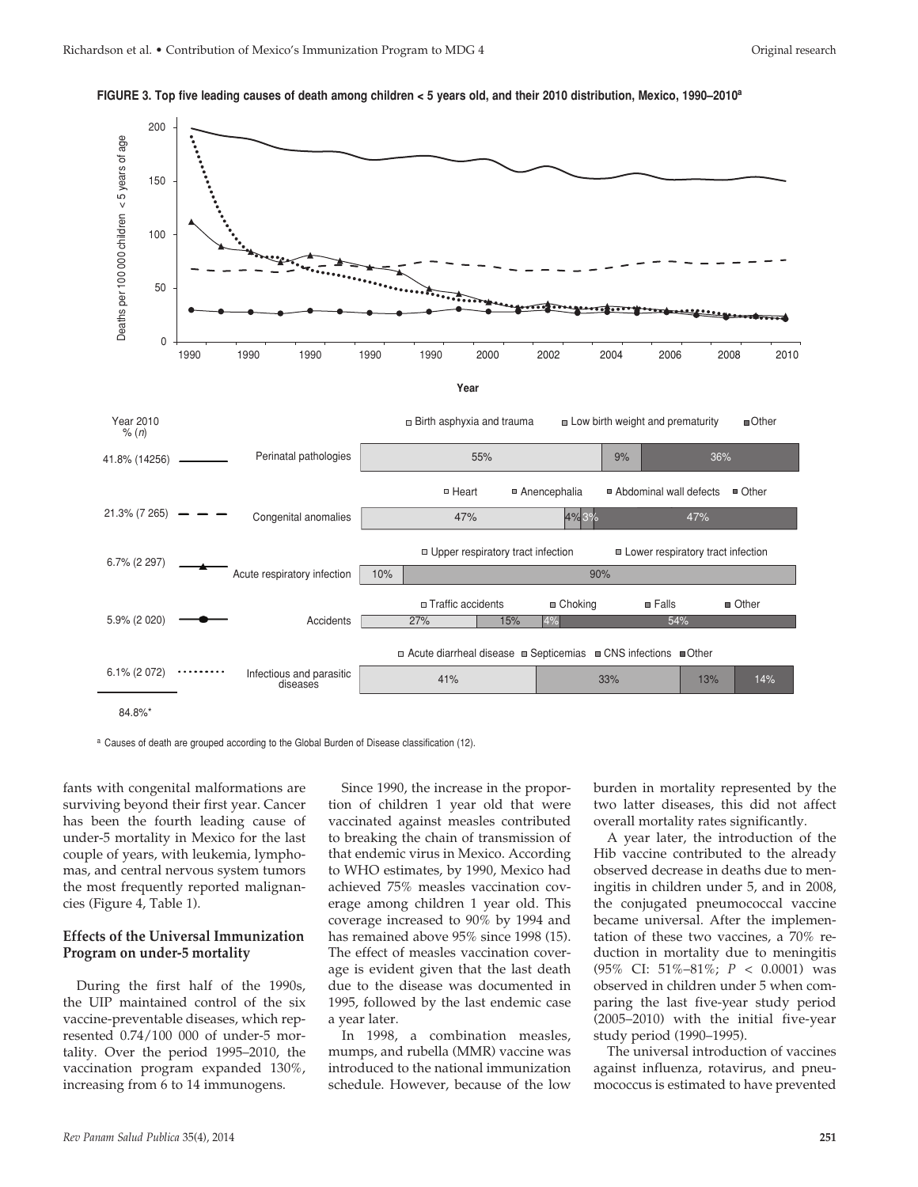**FIGURE 3. Top five leading causes of death among children < 5 years old, and their 2010 distribution, Mexico, 1990–2010[a]**

| Year 2010 % (n) | Cause | Distribution |
|---|---|---|
| 41.8% (14256) | Perinatal pathologies | Birth asphyxia and trauma 55%; Low birth weight and prematurity 9%; Other 36% |
| 21.3% (7 265) | Congenital anomalies | Heart 47%; Anencephalia 4%; Abdominal wall defects 3%; Other 47% |
| 6.7% (2 297) | Acute respiratory infection | Upper respiratory tract infection 10%; Lower respiratory tract infection 90% |
| 5.9% (2 020) | Accidents | Traffic accidents 27%; Choking 15%; Falls 4%; Other 54% |
| 6.1% (2 072) | Infectious and parasitic diseases | Acute diarrheal disease 41%; Septicemias 33%; CNS infections 13%; Other 14% |
| 84.8%* | | |

[a] Causes of death are grouped according to the Global Burden of Disease classification (12).

fants with congenital malformations are surviving beyond their first year. Cancer has been the fourth leading cause of under-5 mortality in Mexico for the last couple of years, with leukemia, lymphomas, and central nervous system tumors the most frequently reported malignancies (Figure 4, Table 1).

### Effects of the Universal Immunization Program on under-5 mortality

During the first half of the 1990s, the UIP maintained control of the six vaccine-preventable diseases, which represented 0.74/100 000 of under-5 mortality. Over the period 1995–2010, the vaccination program expanded 130%, increasing from 6 to 14 immunogens.

Since 1990, the increase in the proportion of children 1 year old that were vaccinated against measles contributed to breaking the chain of transmission of that endemic virus in Mexico. According to WHO estimates, by 1990, Mexico had achieved 75% measles vaccination coverage among children 1 year old. This coverage increased to 90% by 1994 and has remained above 95% since 1998 (15). The effect of measles vaccination coverage is evident given that the last death due to the disease was documented in 1995, followed by the last endemic case a year later.

In 1998, a combination measles, mumps, and rubella (MMR) vaccine was introduced to the national immunization schedule. However, because of the low burden in mortality represented by the two latter diseases, this did not affect overall mortality rates significantly.

A year later, the introduction of the Hib vaccine contributed to the already observed decrease in deaths due to meningitis in children under 5, and in 2008, the conjugated pneumococcal vaccine became universal. After the implementation of these two vaccines, a 70% reduction in mortality due to meningitis (95% CI: 51%–81%; $P < 0.0001$) was observed in children under 5 when comparing the last five-year study period (2005–2010) with the initial five-year study period (1990–1995).

The universal introduction of vaccines against influenza, rotavirus, and pneumococcus is estimated to have prevented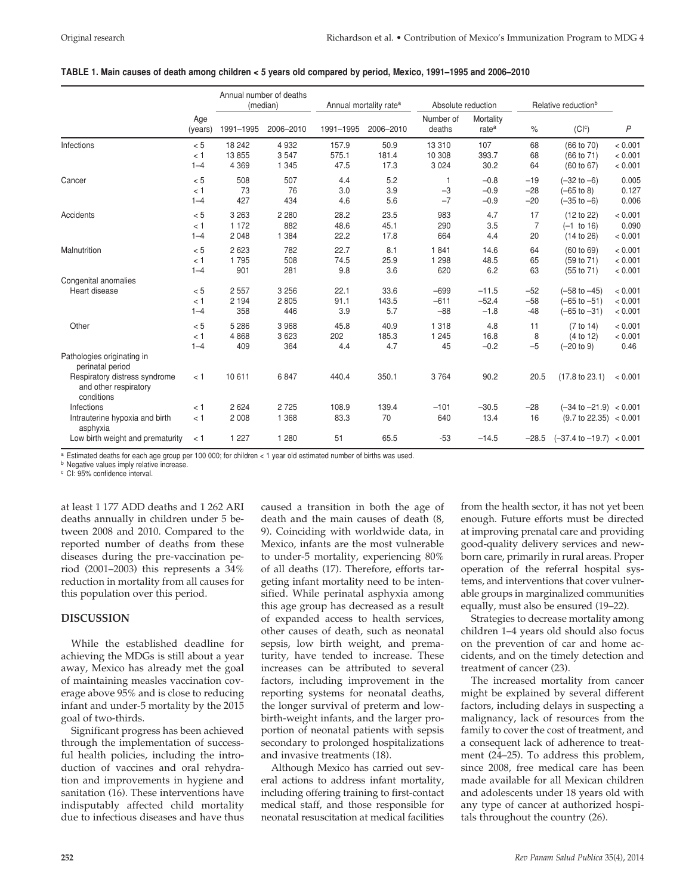**TABLE 1. Main causes of death among children < 5 years old compared by period, Mexico, 1991–1995 and 2006–2010**

| | Age (years) | Annual number of deaths (median) | | Annual mortality rate[a] | | Absolute reduction | | Relative reduction[b] | | |
|---|---|---|---|---|---|---|---|---|---|---|
| | | 1991–1995 | 2006–2010 | 1991–1995 | 2006–2010 | Number of deaths | Mortality rate[a] | % | (CI[c]) | P |
| Infections | < 5 | 18 242 | 4 932 | 157.9 | 50.9 | 13 310 | 107 | 68 | (66 to 70) | < 0.001 |
| | < 1 | 13 855 | 3 547 | 575.1 | 181.4 | 10 308 | 393.7 | 68 | (66 to 71) | < 0.001 |
| | 1–4 | 4 369 | 1 345 | 47.5 | 17.3 | 3 024 | 30.2 | 64 | (60 to 67) | < 0.001 |
| Cancer | < 5 | 508 | 507 | 4.4 | 5.2 | 1 | −0.8 | −19 | (−32 to −6) | 0.005 |
| | < 1 | 73 | 76 | 3.0 | 3.9 | −3 | −0.9 | −28 | (−65 to 8) | 0.127 |
| | 1–4 | 427 | 434 | 4.6 | 5.6 | −7 | −0.9 | −20 | (−35 to −6) | 0.006 |
| Accidents | < 5 | 3 263 | 2 280 | 28.2 | 23.5 | 983 | 4.7 | 17 | (12 to 22) | < 0.001 |
| | < 1 | 1 172 | 882 | 48.6 | 45.1 | 290 | 3.5 | 7 | (−1 to 16) | 0.090 |
| | 1–4 | 2 048 | 1 384 | 22.2 | 17.8 | 664 | 4.4 | 20 | (14 to 26) | < 0.001 |
| Malnutrition | < 5 | 2 623 | 782 | 22.7 | 8.1 | 1 841 | 14.6 | 64 | (60 to 69) | < 0.001 |
| | < 1 | 1 795 | 508 | 74.5 | 25.9 | 1 298 | 48.5 | 65 | (59 to 71) | < 0.001 |
| | 1–4 | 901 | 281 | 9.8 | 3.6 | 620 | 6.2 | 63 | (55 to 71) | < 0.001 |
| Congenital anomalies | | | | | | | | | | |
| Heart disease | < 5 | 2 557 | 3 256 | 22.1 | 33.6 | −699 | −11.5 | −52 | (−58 to −45) | < 0.001 |
| | < 1 | 2 194 | 2 805 | 91.1 | 143.5 | −611 | −52.4 | −58 | (−65 to −51) | < 0.001 |
| | 1–4 | 358 | 446 | 3.9 | 5.7 | −88 | −1.8 | -48 | (−65 to −31) | < 0.001 |
| Other | < 5 | 5 286 | 3 968 | 45.8 | 40.9 | 1 318 | 4.8 | 11 | (7 to 14) | < 0.001 |
| | < 1 | 4 868 | 3 623 | 202 | 185.3 | 1 245 | 16.8 | 8 | (4 to 12) | < 0.001 |
| | 1–4 | 409 | 364 | 4.4 | 4.7 | 45 | −0.2 | −5 | (−20 to 9) | 0.46 |
| Pathologies originating in perinatal period | | | | | | | | | | |
| Respiratory distress syndrome and other respiratory conditions | < 1 | 10 611 | 6 847 | 440.4 | 350.1 | 3 764 | 90.2 | 20.5 | (17.8 to 23.1) | < 0.001 |
| Infections | < 1 | 2 624 | 2 725 | 108.9 | 139.4 | −101 | −30.5 | −28 | (−34 to −21.9) | < 0.001 |
| Intrauterine hypoxia and birth asphyxia | < 1 | 2 008 | 1 368 | 83.3 | 70 | 640 | 13.4 | 16 | (9.7 to 22.35) | < 0.001 |
| Low birth weight and prematurity | < 1 | 1 227 | 1 280 | 51 | 65.5 | -53 | −14.5 | −28.5 | (−37.4 to −19.7) | < 0.001 |

[a] Estimated deaths for each age group per 100 000; for children < 1 year old estimated number of births was used.
[b] Negative values imply relative increase.
[c] CI: 95% confidence interval.

at least 1 177 ADD deaths and 1 262 ARI deaths annually in children under 5 between 2008 and 2010. Compared to the reported number of deaths from these diseases during the pre-vaccination period (2001–2003) this represents a 34% reduction in mortality from all causes for this population over this period.

## DISCUSSION

While the established deadline for achieving the MDGs is still about a year away, Mexico has already met the goal of maintaining measles vaccination coverage above 95% and is close to reducing infant and under-5 mortality by the 2015 goal of two-thirds.

Significant progress has been achieved through the implementation of successful health policies, including the introduction of vaccines and oral rehydration and improvements in hygiene and sanitation (16). These interventions have indisputably affected child mortality due to infectious diseases and have thus caused a transition in both the age of death and the main causes of death (8, 9). Coinciding with worldwide data, in Mexico, infants are the most vulnerable to under-5 mortality, experiencing 80% of all deaths (17). Therefore, efforts targeting infant mortality need to be intensified. While perinatal asphyxia among this age group has decreased as a result of expanded access to health services, other causes of death, such as neonatal sepsis, low birth weight, and prematurity, have tended to increase. These increases can be attributed to several factors, including improvement in the reporting systems for neonatal deaths, the longer survival of preterm and low-birth-weight infants, and the larger proportion of neonatal patients with sepsis secondary to prolonged hospitalizations and invasive treatments (18).

Although Mexico has carried out several actions to address infant mortality, including offering training to first-contact medical staff, and those responsible for neonatal resuscitation at medical facilities from the health sector, it has not yet been enough. Future efforts must be directed at improving prenatal care and providing good-quality delivery services and newborn care, primarily in rural areas. Proper operation of the referral hospital systems, and interventions that cover vulnerable groups in marginalized communities equally, must also be ensured (19–22).

Strategies to decrease mortality among children 1–4 years old should also focus on the prevention of car and home accidents, and on the timely detection and treatment of cancer (23).

The increased mortality from cancer might be explained by several different factors, including delays in suspecting a malignancy, lack of resources from the family to cover the cost of treatment, and a consequent lack of adherence to treatment (24–25). To address this problem, since 2008, free medical care has been made available for all Mexican children and adolescents under 18 years old with any type of cancer at authorized hospitals throughout the country (26).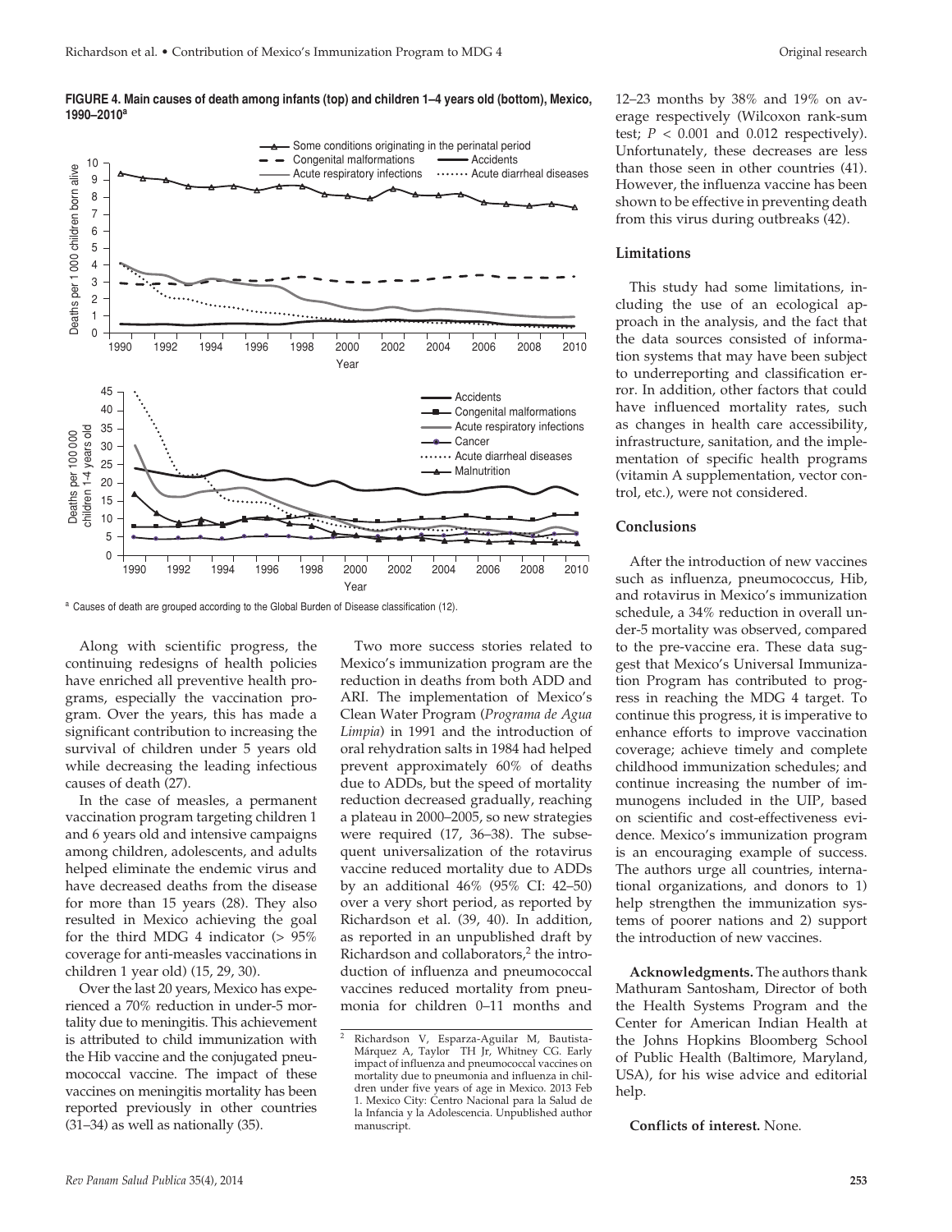**FIGURE 4. Main causes of death among infants (top) and children 1–4 years old (bottom), Mexico, 1990–2010[a]**

[a] Causes of death are grouped according to the Global Burden of Disease classification (12).

Along with scientific progress, the continuing redesigns of health policies have enriched all preventive health programs, especially the vaccination program. Over the years, this has made a significant contribution to increasing the survival of children under 5 years old while decreasing the leading infectious causes of death (27).

In the case of measles, a permanent vaccination program targeting children 1 and 6 years old and intensive campaigns among children, adolescents, and adults helped eliminate the endemic virus and have decreased deaths from the disease for more than 15 years (28). They also resulted in Mexico achieving the goal for the third MDG 4 indicator (> 95% coverage for anti-measles vaccinations in children 1 year old) (15, 29, 30).

Over the last 20 years, Mexico has experienced a 70% reduction in under-5 mortality due to meningitis. This achievement is attributed to child immunization with the Hib vaccine and the conjugated pneumococcal vaccine. The impact of these vaccines on meningitis mortality has been reported previously in other countries (31–34) as well as nationally (35).

Two more success stories related to Mexico's immunization program are the reduction in deaths from both ADD and ARI. The implementation of Mexico's Clean Water Program (*Programa de Agua Limpia*) in 1991 and the introduction of oral rehydration salts in 1984 had helped prevent approximately 60% of deaths due to ADDs, but the speed of mortality reduction decreased gradually, reaching a plateau in 2000–2005, so new strategies were required (17, 36–38). The subsequent universalization of the rotavirus vaccine reduced mortality due to ADDs by an additional 46% (95% CI: 42–50) over a very short period, as reported by Richardson et al. (39, 40). In addition, as reported in an unpublished draft by Richardson and collaborators,[2] the introduction of influenza and pneumococcal vaccines reduced mortality from pneumonia for children 0–11 months and 12–23 months by 38% and 19% on average respectively (Wilcoxon rank-sum test; $P < 0.001$ and 0.012 respectively). Unfortunately, these decreases are less than those seen in other countries (41). However, the influenza vaccine has been shown to be effective in preventing death from this virus during outbreaks (42).

[2] Richardson V, Esparza-Aguilar M, Bautista-Márquez A, Taylor TH Jr, Whitney CG. Early impact of influenza and pneumococcal vaccines on mortality due to pneumonia and influenza in children under five years of age in Mexico. 2013 Feb 1. Mexico City: Centro Nacional para la Salud de la Infancia y la Adolescencia. Unpublished author manuscript.

### Limitations

This study had some limitations, including the use of an ecological approach in the analysis, and the fact that the data sources consisted of information systems that may have been subject to underreporting and classification error. In addition, other factors that could have influenced mortality rates, such as changes in health care accessibility, infrastructure, sanitation, and the implementation of specific health programs (vitamin A supplementation, vector control, etc.), were not considered.

### Conclusions

After the introduction of new vaccines such as influenza, pneumococcus, Hib, and rotavirus in Mexico's immunization schedule, a 34% reduction in overall under-5 mortality was observed, compared to the pre-vaccine era. These data suggest that Mexico's Universal Immunization Program has contributed to progress in reaching the MDG 4 target. To continue this progress, it is imperative to enhance efforts to improve vaccination coverage; achieve timely and complete childhood immunization schedules; and continue increasing the number of immunogens included in the UIP, based on scientific and cost-effectiveness evidence. Mexico's immunization program is an encouraging example of success. The authors urge all countries, international organizations, and donors to 1) help strengthen the immunization systems of poorer nations and 2) support the introduction of new vaccines.

**Acknowledgments.** The authors thank Mathuram Santosham, Director of both the Health Systems Program and the Center for American Indian Health at the Johns Hopkins Bloomberg School of Public Health (Baltimore, Maryland, USA), for his wise advice and editorial help.

**Conflicts of interest.** None.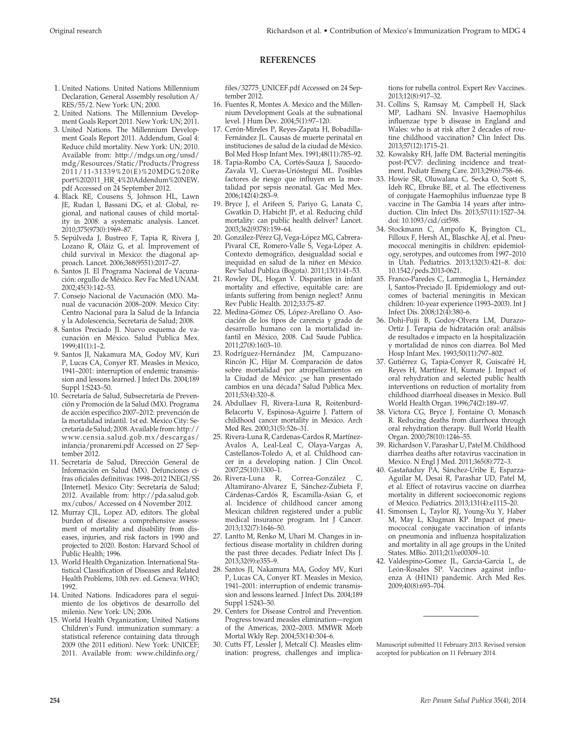## REFERENCES

1. United Nations. United Nations Millennium Declaration, General Assembly resolution A/RES/55/2. New York: UN; 2000.
2. United Nations. The Millennium Development Goals Report 2011. New York: UN; 2011.
3. United Nations. The Millennium Development Goals Report 2011. Addendum, Goal 4: Reduce child mortality. New York: UN; 2010. Available from: http://mdgs.un.org/unsd/mdg/Resources/Static/Products/Progress2011/11-31339%20(E)%20MDG%20Report%202011_HR_4%20Addendum%20NEW.pdf Accessed on 24 September 2012.
4. Black RE, Cousens S, Johnson HL, Lawn JE, Rudan I, Bassani DG, et al. Global, regional, and national causes of child mortality in 2008: a systematic analysis. Lancet. 2010;375(9730):1969–87.
5. Sepúlveda J, Bustreo F, Tapia R, Rivera J, Lozano R, Oláiz G, et al. Improvement of child survival in Mexico: the diagonal approach. Lancet. 2006;368(9551):2017–27.
6. Santos JI. El Programa Nacional de Vacunación: orgullo de México. Rev Fac Med UNAM. 2002;45(3):142–53.
7. Consejo Nacional de Vacunación (MX). Manual de vacunación 2008–2009. Mexico City: Centro Nacional para la Salud de la Infancia y la Adolescencia, Secretaria de Salud; 2008.
8. Santos Preciado JI. Nuevo esquema de vacunación en México. Salud Publica Mex. 1999;41(1):1–2.
9. Santos JI, Nakamura MA, Godoy MV, Kuri P, Lucas CA, Conyer RT. Measles in Mexico, 1941–2001: interruption of endemic transmission and lessons learned. J Infect Dis. 2004;189 Suppl 1:S243–50.
10. Secretaría de Salud, Subsecretaría de Prevención y Promoción de la Salud (MX). Programa de acción específico 2007–2012: prevención de la mortalidad infantil. 1st ed. Mexico City: Secretaría de Salud; 2008. Available from: http://www.censia.salud.gob.mx/descargas/infancia/pronaremi.pdf Accessed on 27 September 2012.
11. Secretaría de Salud, Dirección General de Información en Salud (MX). Defunciones cifras oficiales definitivas: 1998–2012 INEGI/SS [Internet]. Mexico City: Secretaría de Salud; 2012. Available from: http://pda.salud.gob.mx/cubos/ Accessed on 4 November 2012.
12. Murray CJL, Lopez AD, editors. The global burden of disease: a comprehensive assessment of mortality and disability from diseases, injuries, and risk factors in 1990 and projected to 2020. Boston: Harvard School of Public Health; 1996.
13. World Health Organization. International Statistical Classification of Diseases and Related Health Problems, 10th rev. ed. Geneva: WHO; 1992.
14. United Nations. Indicadores para el seguimiento de los objetivos de desarrollo del milenio. New York: UN; 2006.
15. World Health Organization; United Nations Children's Fund. immunization summary: a statistical reference containing data through 2009 (the 2011 edition). New York: UNICEF; 2011. Available from: www.childinfo.org/files/32775_UNICEF.pdf Accessed on 24 September 2012.
16. Fuentes R, Montes A. Mexico and the Millennium Development Goals at the subnational level. J Hum Dev. 2004;5(1):97–120.
17. Cerón-Mireles P, Reyes-Zapata H, Bobadilla-Fernández JL. Causas de muerte perinatal en instituciones de salud de la ciudad de México. Bol Med Hosp Infant Mex. 1991;48(11):785–92.
18. Tapia-Rombo CA, Cortés-Sauza J, Saucedo-Zavala VJ, Cuevas-Urióstegui ML. Posibles factores de riesgo que influyen en la mortalidad por sepsis neonatal. Gac Med Mex. 2006;142(4):283–9.
19. Bryce J, el Arifeen S, Pariyo G, Lanata C, Gwatkin D, Habicht JP, et al. Reducing child mortality: can public health deliver? Lancet. 2003;362(9378):159–64.
20. González-Pérez GJ, Vega-López MG, Cabrera-Pivaral CE, Romero-Valle S, Vega-López A. Contexto demográfico, desigualdad social e inequidad en salud de la niñez en México. Rev Salud Publica (Bogota). 2011;13(1):41–53.
21. Rowley DL, Hogan V. Disparities in infant mortality and effective, equitable care: are infants suffering from benign neglect? Annu Rev Public Health. 2012;33:75–87.
22. Medina-Gómez OS, López-Arellano O. Asociación de los tipos de carencia y grado de desarrollo humano con la mortalidad infantil en México, 2008. Cad Saude Publica. 2011;27(8):1603–10.
23. Rodríguez-Hernández JM, Campuzano-Rincón JC, Híjar M. Comparación de datos sobre mortalidad por atropellamientos en la Ciudad de México: ¿se han presentado cambios en una década? Salud Publica Mex. 2011;53(4):320–8.
24. Abdullaev FI, Rivera-Luna R, Roitenburd-Belacortu V, Espinosa-Aguirre J. Pattern of childhood cancer mortality in Mexico. Arch Med Res. 2000;31(5):526–31.
25. Rivera-Luna R, Cardenas-Cardos R, Martínez-Avalos A, Leal-Leal C, Olaya-Vargas A, Castellanos-Toledo A, et al. Childhood cancer in a developing nation. J Clin Oncol. 2007;25(10):1300–1.
26. Rivera-Luna R, Correa-González C, Altamirano-Alvarez E, Sánchez-Zubieta F, Cárdenas-Cardós R, Escamilla-Asian G, et al. Incidence of childhood cancer among Mexican children registered under a public medical insurance program. Int J Cancer. 2013;132(7):1646–50.
27. Lantto M, Renko M, Uhari M. Changes in infectious disease mortality in children during the past three decades. Pediatr Infect Dis J. 2013;32(9):e355–9.
28. Santos JI, Nakamura MA, Godoy MV, Kuri P, Lucas CA, Conyer RT. Measles in Mexico, 1941–2001: interruption of endemic transmission and lessons learned. J Infect Dis. 2004;189 Suppl 1:S243–50.
29. Centers for Disease Control and Prevention. Progress toward measles elimination—region of the Americas, 2002–2003. MMWR Morb Mortal Wkly Rep. 2004;53(14):304–6.
30. Cutts FT, Lessler J, Metcalf CJ. Measles elimination: progress, challenges and implications for rubella control. Expert Rev Vaccines. 2013;12(8):917–32.
31. Collins S, Ramsay M, Campbell H, Slack MP, Ladhani SN. Invasive Haemophilus influenzae type b disease in England and Wales: who is at risk after 2 decades of routine childhood vaccination? Clin Infect Dis. 2013;57(12):1715–21.
32. Kowalsky RH, Jaffe DM. Bacterial meningitis post-PCV7: declining incidence and treatment. Pediatr Emerg Care. 2013;29(6):758–66.
33. Howie SR, Oluwalana C, Secka O, Scott S, Ideh RC, Ebruke BE, et al. The effectiveness of conjugate Haemophilus influenzae type B vaccine in The Gambia 14 years after introduction. Clin Infect Dis. 2013;57(11):1527–34. doi: 10.1093/cid/cit598.
34. Stockmann C, Ampofo K, Byington CL, Filloux F, Hersh AL, Blaschke AJ, et al. Pneumococcal meningitis in children: epidemiology, serotypes, and outcomes from 1997–2010 in Utah. Pediatrics. 2013;132(3):421–8. doi: 10.1542/peds.2013-0621.
35. Franco-Paredes C, Lammoglia L, Hernández I, Santos-Preciado JI. Epidemiology and outcomes of bacterial meningitis in Mexican children: 10-year experience (1993–2003). Int J Infect Dis. 2008;12(4):380–6.
36. Dohi-Fujii B, Godoy-Olvera LM, Durazo-Ortíz J. Terapia de hidratación oral: análisis de resultados e impacto en la hospitalización y mortalidad de ninos con diarrea. Bol Med Hosp Infant Mex. 1993;50(11):797–802.
37. Gutiérrez G, Tapia-Conyer R, Guiscafré H, Reyes H, Martínez H, Kumate J. Impact of oral rehydration and selected public health interventions on reduction of mortality from childhood diarrhoeal diseases in Mexico. Bull World Health Organ. 1996;74(2):189–97.
38. Victora CG, Bryce J, Fontaine O, Monasch R. Reducing deaths from diarrhoea through oral rehydration therapy. Bull World Health Organ. 2000;78(10):1246–55.
39. Richardson V, Parashar U, Patel M. Childhood diarrhea deaths after rotavirus vaccination in Mexico. N Engl J Med. 2011;365(8):772–3.
40. Gastañaduy PA, Sánchez-Uribe E, Esparza-Aguilar M, Desai R, Parashar UD, Patel M, et al. Effect of rotavirus vaccine on diarrhea mortality in different socioeconomic regions of Mexico. Pediatrics. 2013;131(4):e1115–20.
41. Simonsen L, Taylor RJ, Young-Xu Y, Haber M, May L, Klugman KP. Impact of pneumococcal conjugate vaccination of infants on pneumonia and influenza hospitalization and mortality in all age groups in the United States. MBio. 2011;2(1):e00309–10.
42. Valdespino-Gomez JL, Garcia-Garcia L, de León-Rosales SP. Vaccines against influenza A (H1N1) pandemic. Arch Med Res. 2009;40(8):693–704.

---

Manuscript submitted 11 February 2013. Revised version accepted for publication on 11 February 2014.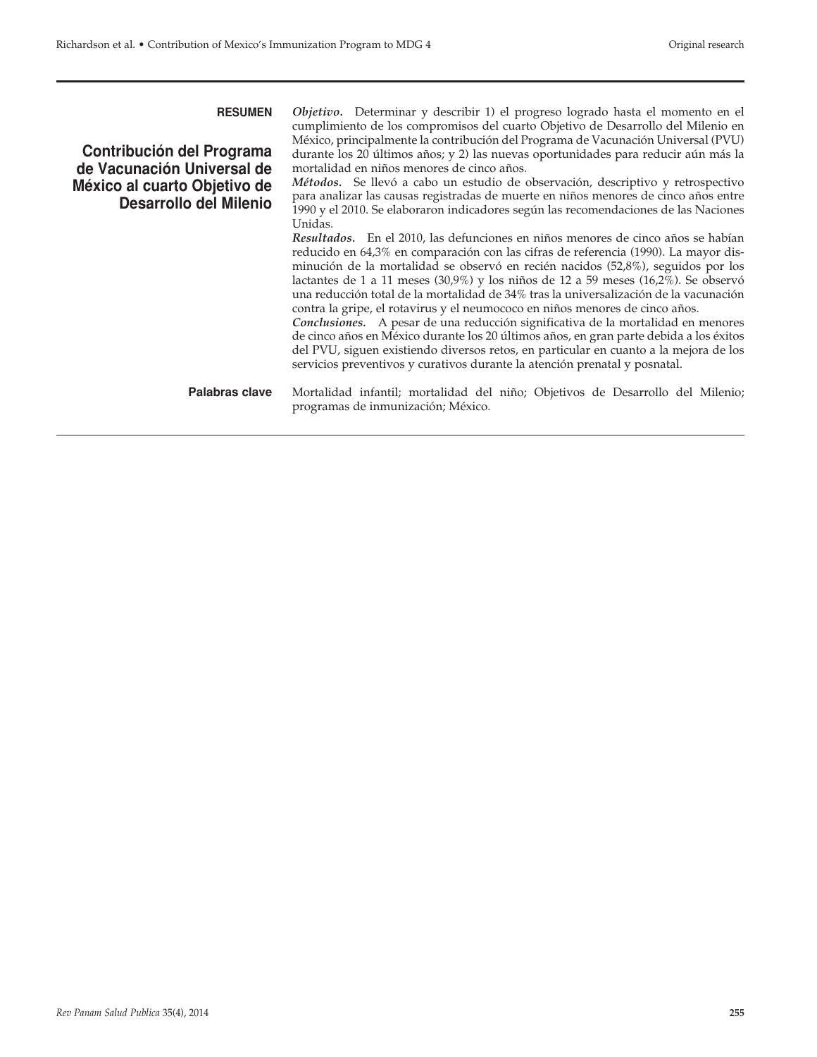## RESUMEN

### Contribución del Programa de Vacunación Universal de México al cuarto Objetivo de Desarrollo del Milenio

*Objetivo.* Determinar y describir 1) el progreso logrado hasta el momento en el cumplimiento de los compromisos del cuarto Objetivo de Desarrollo del Milenio en México, principalmente la contribución del Programa de Vacunación Universal (PVU) durante los 20 últimos años; y 2) las nuevas oportunidades para reducir aún más la mortalidad en niños menores de cinco años.

*Métodos.* Se llevó a cabo un estudio de observación, descriptivo y retrospectivo para analizar las causas registradas de muerte en niños menores de cinco años entre 1990 y el 2010. Se elaboraron indicadores según las recomendaciones de las Naciones Unidas.

*Resultados.* En el 2010, las defunciones en niños menores de cinco años se habían reducido en 64,3% en comparación con las cifras de referencia (1990). La mayor disminución de la mortalidad se observó en recién nacidos (52,8%), seguidos por los lactantes de 1 a 11 meses (30,9%) y los niños de 12 a 59 meses (16,2%). Se observó una reducción total de la mortalidad de 34% tras la universalización de la vacunación contra la gripe, el rotavirus y el neumococo en niños menores de cinco años.

*Conclusiones.* A pesar de una reducción significativa de la mortalidad en menores de cinco años en México durante los 20 últimos años, en gran parte debida a los éxitos del PVU, siguen existiendo diversos retos, en particular en cuanto a la mejora de los servicios preventivos y curativos durante la atención prenatal y posnatal.

**Palabras clave** Mortalidad infantil; mortalidad del niño; Objetivos de Desarrollo del Milenio; programas de inmunización; México.